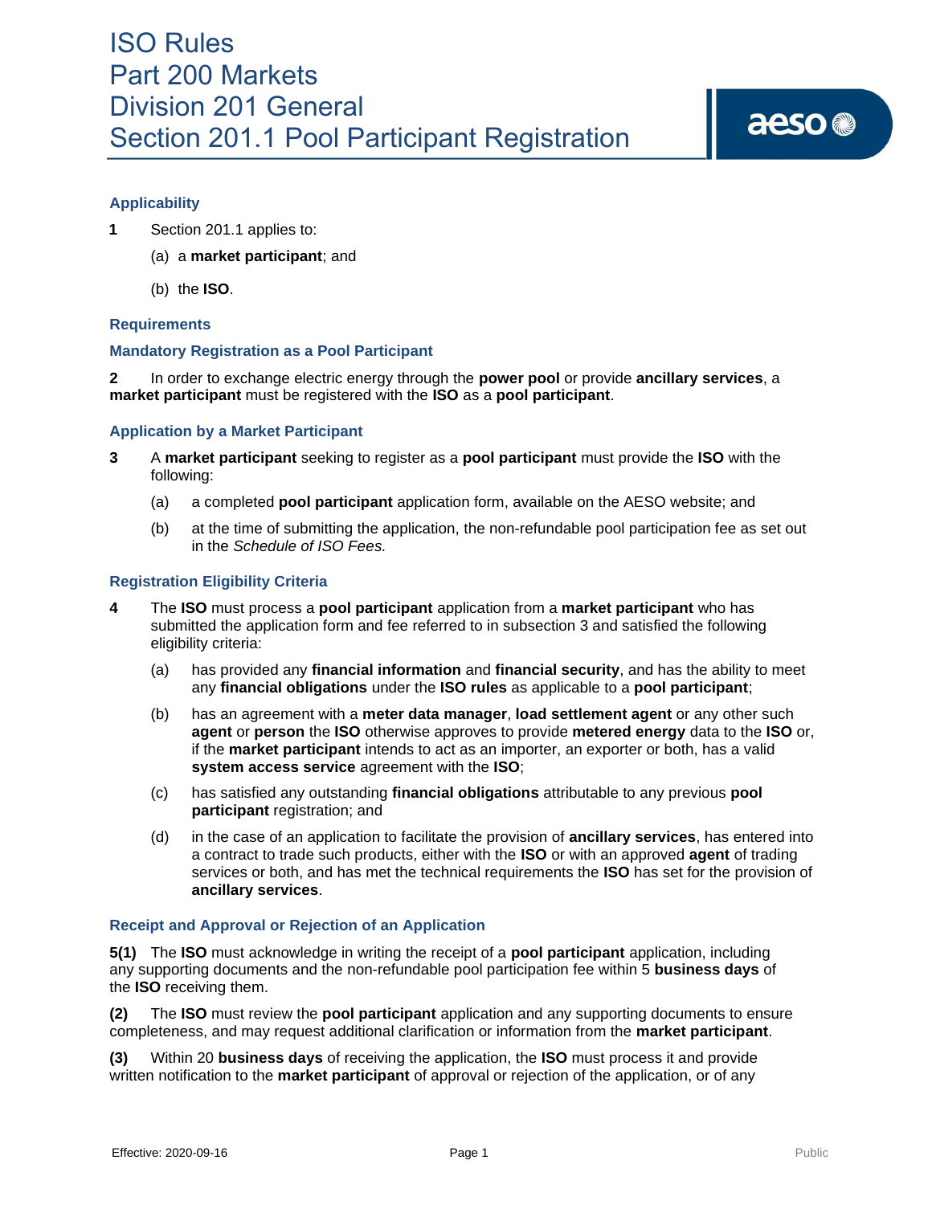# ISO Rules
# Part 200 Markets
# Division 201 General
# Section 201.1 Pool Participant Registration

### Applicability

**1** Section 201.1 applies to:

(a) a **market participant**; and

(b) the **ISO**.

### Requirements

### Mandatory Registration as a Pool Participant

**2** In order to exchange electric energy through the **power pool** or provide **ancillary services**, a **market participant** must be registered with the **ISO** as a **pool participant**.

### Application by a Market Participant

**3** A **market participant** seeking to register as a **pool participant** must provide the **ISO** with the following:

(a) a completed **pool participant** application form, available on the AESO website; and

(b) at the time of submitting the application, the non-refundable pool participation fee as set out in the *Schedule of ISO Fees.*

### Registration Eligibility Criteria

**4** The **ISO** must process a **pool participant** application from a **market participant** who has submitted the application form and fee referred to in subsection 3 and satisfied the following eligibility criteria:

(a) has provided any **financial information** and **financial security**, and has the ability to meet any **financial obligations** under the **ISO rules** as applicable to a **pool participant**;

(b) has an agreement with a **meter data manager**, **load settlement agent** or any other such **agent** or **person** the **ISO** otherwise approves to provide **metered energy** data to the **ISO** or, if the **market participant** intends to act as an importer, an exporter or both, has a valid **system access service** agreement with the **ISO**;

(c) has satisfied any outstanding **financial obligations** attributable to any previous **pool participant** registration; and

(d) in the case of an application to facilitate the provision of **ancillary services**, has entered into a contract to trade such products, either with the **ISO** or with an approved **agent** of trading services or both, and has met the technical requirements the **ISO** has set for the provision of **ancillary services**.

### Receipt and Approval or Rejection of an Application

**5(1)** The **ISO** must acknowledge in writing the receipt of a **pool participant** application, including any supporting documents and the non-refundable pool participation fee within 5 **business days** of the **ISO** receiving them.

**(2)** The **ISO** must review the **pool participant** application and any supporting documents to ensure completeness, and may request additional clarification or information from the **market participant**.

**(3)** Within 20 **business days** of receiving the application, the **ISO** must process it and provide written notification to the **market participant** of approval or rejection of the application, or of any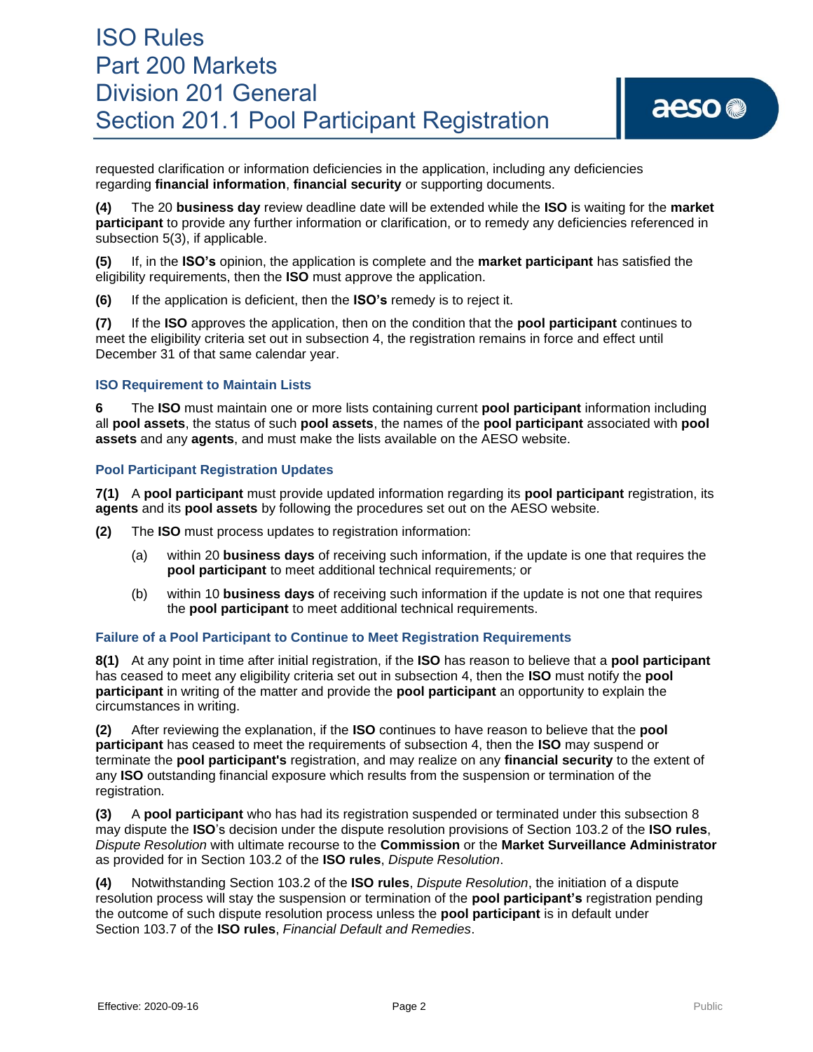requested clarification or information deficiencies in the application, including any deficiencies regarding **financial information**, **financial security** or supporting documents.

**(4)** The 20 **business day** review deadline date will be extended while the **ISO** is waiting for the **market participant** to provide any further information or clarification, or to remedy any deficiencies referenced in subsection 5(3), if applicable.

**(5)** If, in the **ISO's** opinion, the application is complete and the **market participant** has satisfied the eligibility requirements, then the **ISO** must approve the application.

**(6)** If the application is deficient, then the **ISO's** remedy is to reject it.

**(7)** If the **ISO** approves the application, then on the condition that the **pool participant** continues to meet the eligibility criteria set out in subsection 4, the registration remains in force and effect until December 31 of that same calendar year.

### ISO Requirement to Maintain Lists

**6** The **ISO** must maintain one or more lists containing current **pool participant** information including all **pool assets**, the status of such **pool assets**, the names of the **pool participant** associated with **pool assets** and any **agents**, and must make the lists available on the AESO website.

### Pool Participant Registration Updates

**7(1)** A **pool participant** must provide updated information regarding its **pool participant** registration, its **agents** and its **pool assets** by following the procedures set out on the AESO website.

**(2)** The **ISO** must process updates to registration information:

(a) within 20 **business days** of receiving such information, if the update is one that requires the **pool participant** to meet additional technical requirements*;* or

(b) within 10 **business days** of receiving such information if the update is not one that requires the **pool participant** to meet additional technical requirements.

### Failure of a Pool Participant to Continue to Meet Registration Requirements

**8(1)** At any point in time after initial registration, if the **ISO** has reason to believe that a **pool participant** has ceased to meet any eligibility criteria set out in subsection 4, then the **ISO** must notify the **pool participant** in writing of the matter and provide the **pool participant** an opportunity to explain the circumstances in writing.

**(2)** After reviewing the explanation, if the **ISO** continues to have reason to believe that the **pool participant** has ceased to meet the requirements of subsection 4, then the **ISO** may suspend or terminate the **pool participant's** registration, and may realize on any **financial security** to the extent of any **ISO** outstanding financial exposure which results from the suspension or termination of the registration.

**(3)** A **pool participant** who has had its registration suspended or terminated under this subsection 8 may dispute the **ISO**'s decision under the dispute resolution provisions of Section 103.2 of the **ISO rules**, *Dispute Resolution* with ultimate recourse to the **Commission** or the **Market Surveillance Administrator** as provided for in Section 103.2 of the **ISO rules**, *Dispute Resolution*.

**(4)** Notwithstanding Section 103.2 of the **ISO rules**, *Dispute Resolution*, the initiation of a dispute resolution process will stay the suspension or termination of the **pool participant's** registration pending the outcome of such dispute resolution process unless the **pool participant** is in default under Section 103.7 of the **ISO rules**, *Financial Default and Remedies*.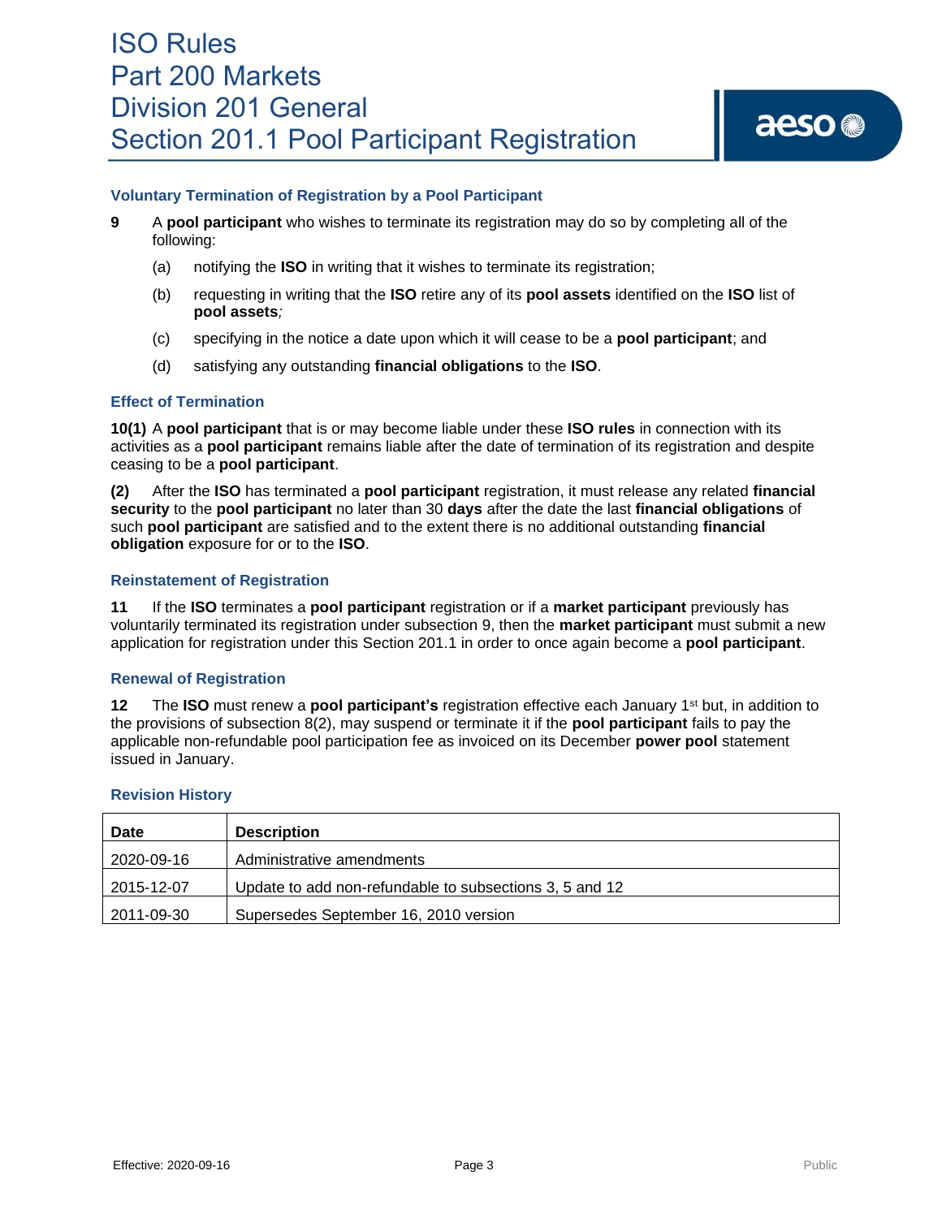### Voluntary Termination of Registration by a Pool Participant

**9** A **pool participant** who wishes to terminate its registration may do so by completing all of the following:

(a) notifying the **ISO** in writing that it wishes to terminate its registration;

(b) requesting in writing that the **ISO** retire any of its **pool assets** identified on the **ISO** list of **pool assets***;*

(c) specifying in the notice a date upon which it will cease to be a **pool participant**; and

(d) satisfying any outstanding **financial obligations** to the **ISO**.

### Effect of Termination

**10(1)** A **pool participant** that is or may become liable under these **ISO rules** in connection with its activities as a **pool participant** remains liable after the date of termination of its registration and despite ceasing to be a **pool participant**.

**(2)** After the **ISO** has terminated a **pool participant** registration, it must release any related **financial security** to the **pool participant** no later than 30 **days** after the date the last **financial obligations** of such **pool participant** are satisfied and to the extent there is no additional outstanding **financial obligation** exposure for or to the **ISO**.

### Reinstatement of Registration

**11** If the **ISO** terminates a **pool participant** registration or if a **market participant** previously has voluntarily terminated its registration under subsection 9, then the **market participant** must submit a new application for registration under this Section 201.1 in order to once again become a **pool participant**.

### Renewal of Registration

**12** The **ISO** must renew a **pool participant's** registration effective each January 1st but, in addition to the provisions of subsection 8(2), may suspend or terminate it if the **pool participant** fails to pay the applicable non-refundable pool participation fee as invoiced on its December **power pool** statement issued in January.

### Revision History

| Date | Description |
|---|---|
| 2020-09-16 | Administrative amendments |
| 2015-12-07 | Update to add non-refundable to subsections 3, 5 and 12 |
| 2011-09-30 | Supersedes September 16, 2010 version |